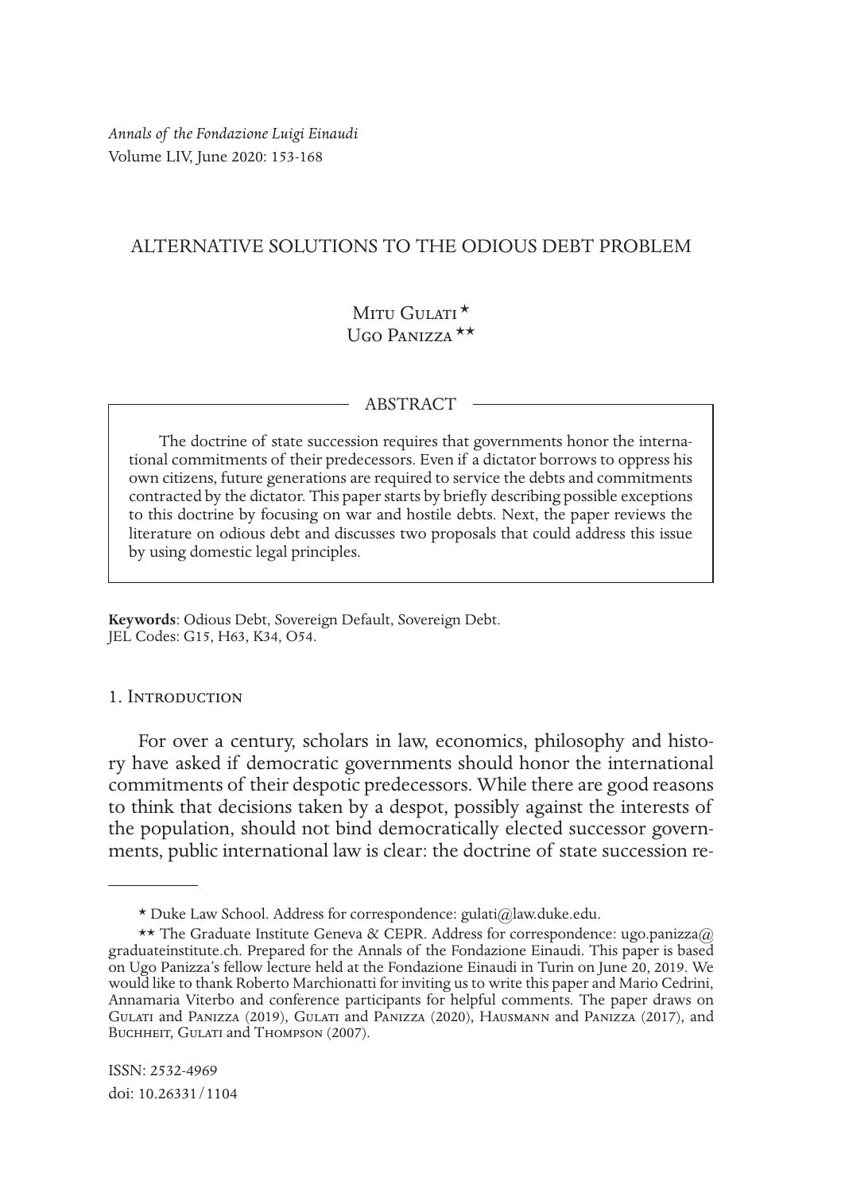# ALTERNATIVE SOLUTIONS TO THE ODIOUS DEBT PROBLEM

Mitu Gulati*
Ugo Panizza**

## ABSTRACT

The doctrine of state succession requires that governments honor the international commitments of their predecessors. Even if a dictator borrows to oppress his own citizens, future generations are required to service the debts and commitments contracted by the dictator. This paper starts by briefly describing possible exceptions to this doctrine by focusing on war and hostile debts. Next, the paper reviews the literature on odious debt and discusses two proposals that could address this issue by using domestic legal principles.

**Keywords**: Odious Debt, Sovereign Default, Sovereign Debt.
JEL Codes: G15, H63, K34, O54.

## 1. Introduction

For over a century, scholars in law, economics, philosophy and history have asked if democratic governments should honor the international commitments of their despotic predecessors. While there are good reasons to think that decisions taken by a despot, possibly against the interests of the population, should not bind democratically elected successor governments, public international law is clear: the doctrine of state succession re-

---

* Duke Law School. Address for correspondence: gulati@law.duke.edu.

** The Graduate Institute Geneva & CEPR. Address for correspondence: ugo.panizza@graduateinstitute.ch. Prepared for the Annals of the Fondazione Einaudi. This paper is based on Ugo Panizza's fellow lecture held at the Fondazione Einaudi in Turin on June 20, 2019. We would like to thank Roberto Marchionatti for inviting us to write this paper and Mario Cedrini, Annamaria Viterbo and conference participants for helpful comments. The paper draws on Gulati and Panizza (2019), Gulati and Panizza (2020), Hausmann and Panizza (2017), and Buchheit, Gulati and Thompson (2007).

ISSN: 2532-4969
doi: 10.26331/1104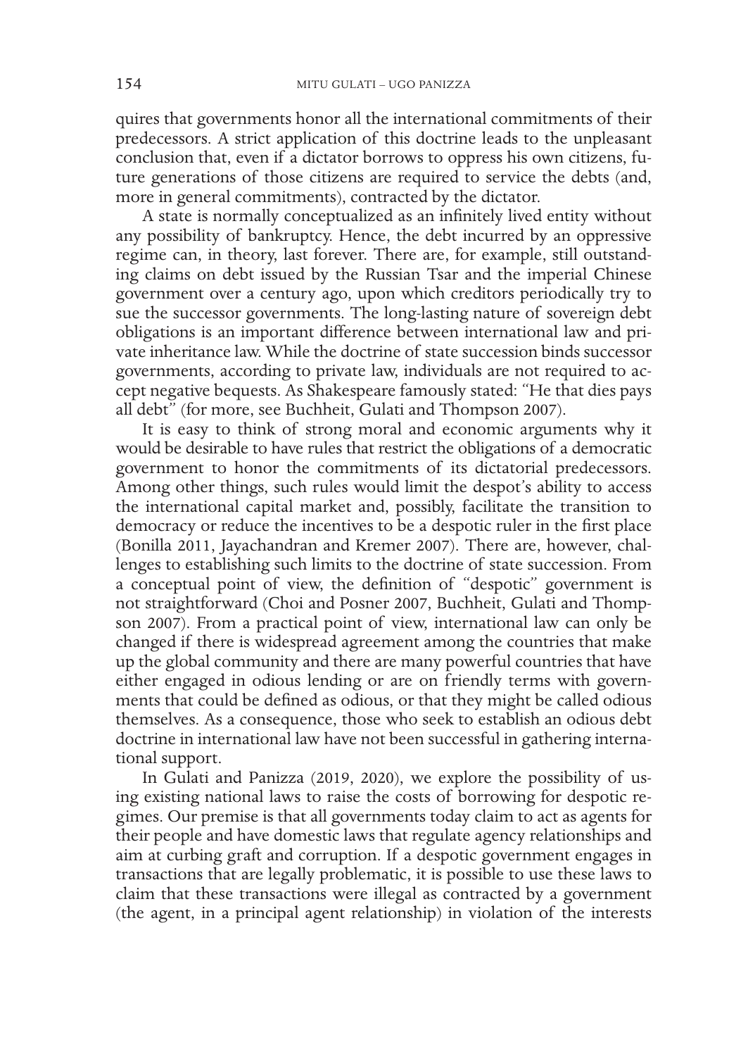quires that governments honor all the international commitments of their predecessors. A strict application of this doctrine leads to the unpleasant conclusion that, even if a dictator borrows to oppress his own citizens, future generations of those citizens are required to service the debts (and, more in general commitments), contracted by the dictator.

A state is normally conceptualized as an infinitely lived entity without any possibility of bankruptcy. Hence, the debt incurred by an oppressive regime can, in theory, last forever. There are, for example, still outstanding claims on debt issued by the Russian Tsar and the imperial Chinese government over a century ago, upon which creditors periodically try to sue the successor governments. The long-lasting nature of sovereign debt obligations is an important difference between international law and private inheritance law. While the doctrine of state succession binds successor governments, according to private law, individuals are not required to accept negative bequests. As Shakespeare famously stated: "He that dies pays all debt" (for more, see Buchheit, Gulati and Thompson 2007).

It is easy to think of strong moral and economic arguments why it would be desirable to have rules that restrict the obligations of a democratic government to honor the commitments of its dictatorial predecessors. Among other things, such rules would limit the despot's ability to access the international capital market and, possibly, facilitate the transition to democracy or reduce the incentives to be a despotic ruler in the first place (Bonilla 2011, Jayachandran and Kremer 2007). There are, however, challenges to establishing such limits to the doctrine of state succession. From a conceptual point of view, the definition of "despotic" government is not straightforward (Choi and Posner 2007, Buchheit, Gulati and Thompson 2007). From a practical point of view, international law can only be changed if there is widespread agreement among the countries that make up the global community and there are many powerful countries that have either engaged in odious lending or are on friendly terms with governments that could be defined as odious, or that they might be called odious themselves. As a consequence, those who seek to establish an odious debt doctrine in international law have not been successful in gathering international support.

In Gulati and Panizza (2019, 2020), we explore the possibility of using existing national laws to raise the costs of borrowing for despotic regimes. Our premise is that all governments today claim to act as agents for their people and have domestic laws that regulate agency relationships and aim at curbing graft and corruption. If a despotic government engages in transactions that are legally problematic, it is possible to use these laws to claim that these transactions were illegal as contracted by a government (the agent, in a principal agent relationship) in violation of the interests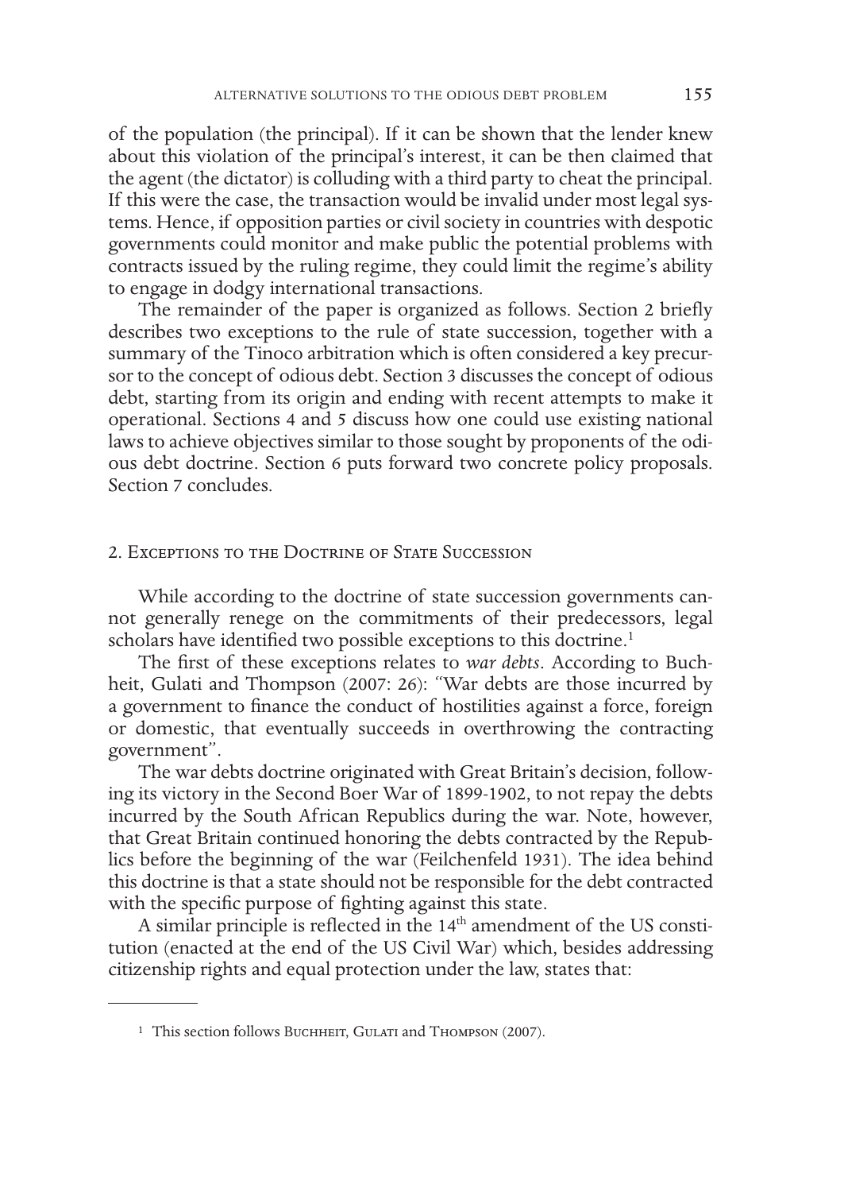of the population (the principal). If it can be shown that the lender knew about this violation of the principal's interest, it can be then claimed that the agent (the dictator) is colluding with a third party to cheat the principal. If this were the case, the transaction would be invalid under most legal systems. Hence, if opposition parties or civil society in countries with despotic governments could monitor and make public the potential problems with contracts issued by the ruling regime, they could limit the regime's ability to engage in dodgy international transactions.

The remainder of the paper is organized as follows. Section 2 briefly describes two exceptions to the rule of state succession, together with a summary of the Tinoco arbitration which is often considered a key precursor to the concept of odious debt. Section 3 discusses the concept of odious debt, starting from its origin and ending with recent attempts to make it operational. Sections 4 and 5 discuss how one could use existing national laws to achieve objectives similar to those sought by proponents of the odious debt doctrine. Section 6 puts forward two concrete policy proposals. Section 7 concludes.

## 2. Exceptions to the Doctrine of State Succession

While according to the doctrine of state succession governments cannot generally renege on the commitments of their predecessors, legal scholars have identified two possible exceptions to this doctrine.[1]

The first of these exceptions relates to *war debts*. According to Buchheit, Gulati and Thompson (2007: 26): "War debts are those incurred by a government to finance the conduct of hostilities against a force, foreign or domestic, that eventually succeeds in overthrowing the contracting government".

The war debts doctrine originated with Great Britain's decision, following its victory in the Second Boer War of 1899-1902, to not repay the debts incurred by the South African Republics during the war. Note, however, that Great Britain continued honoring the debts contracted by the Republics before the beginning of the war (Feilchenfeld 1931). The idea behind this doctrine is that a state should not be responsible for the debt contracted with the specific purpose of fighting against this state.

A similar principle is reflected in the 14th amendment of the US constitution (enacted at the end of the US Civil War) which, besides addressing citizenship rights and equal protection under the law, states that:

---

[1] This section follows Buchheit, Gulati and Thompson (2007).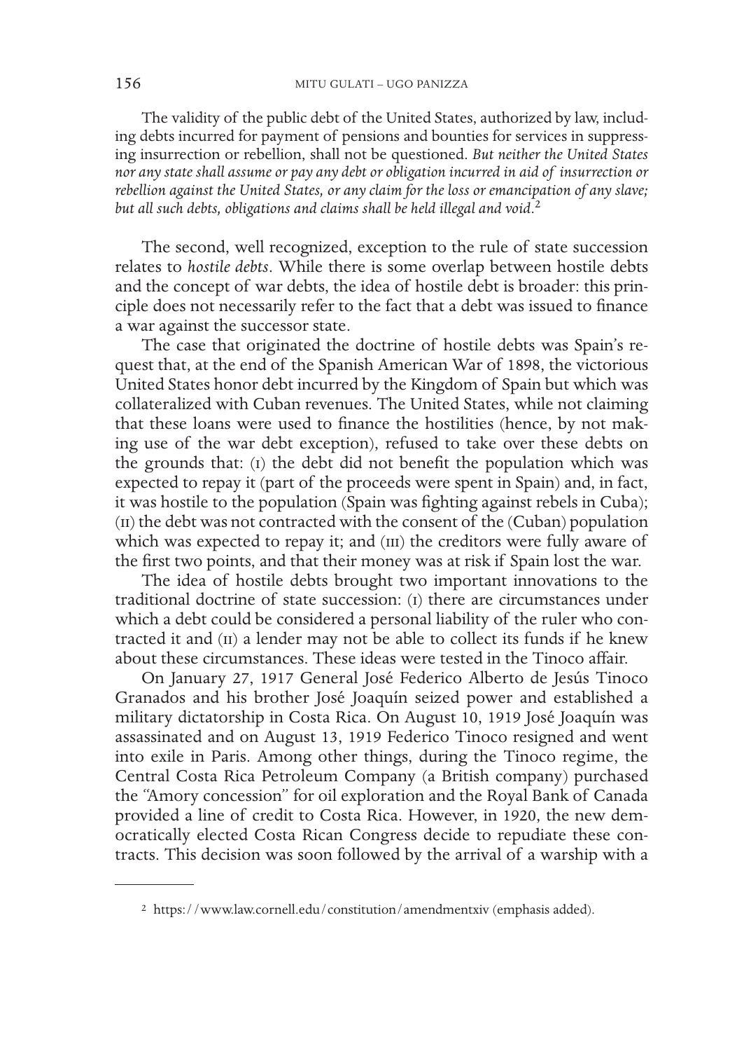The validity of the public debt of the United States, authorized by law, including debts incurred for payment of pensions and bounties for services in suppressing insurrection or rebellion, shall not be questioned. *But neither the United States nor any state shall assume or pay any debt or obligation incurred in aid of insurrection or rebellion against the United States, or any claim for the loss or emancipation of any slave; but all such debts, obligations and claims shall be held illegal and void.*[2]

The second, well recognized, exception to the rule of state succession relates to *hostile debts*. While there is some overlap between hostile debts and the concept of war debts, the idea of hostile debt is broader: this principle does not necessarily refer to the fact that a debt was issued to finance a war against the successor state.

The case that originated the doctrine of hostile debts was Spain's request that, at the end of the Spanish American War of 1898, the victorious United States honor debt incurred by the Kingdom of Spain but which was collateralized with Cuban revenues. The United States, while not claiming that these loans were used to finance the hostilities (hence, by not making use of the war debt exception), refused to take over these debts on the grounds that: (I) the debt did not benefit the population which was expected to repay it (part of the proceeds were spent in Spain) and, in fact, it was hostile to the population (Spain was fighting against rebels in Cuba); (II) the debt was not contracted with the consent of the (Cuban) population which was expected to repay it; and (III) the creditors were fully aware of the first two points, and that their money was at risk if Spain lost the war.

The idea of hostile debts brought two important innovations to the traditional doctrine of state succession: (I) there are circumstances under which a debt could be considered a personal liability of the ruler who contracted it and (II) a lender may not be able to collect its funds if he knew about these circumstances. These ideas were tested in the Tinoco affair.

On January 27, 1917 General José Federico Alberto de Jesús Tinoco Granados and his brother José Joaquín seized power and established a military dictatorship in Costa Rica. On August 10, 1919 José Joaquín was assassinated and on August 13, 1919 Federico Tinoco resigned and went into exile in Paris. Among other things, during the Tinoco regime, the Central Costa Rica Petroleum Company (a British company) purchased the "Amory concession" for oil exploration and the Royal Bank of Canada provided a line of credit to Costa Rica. However, in 1920, the new democratically elected Costa Rican Congress decide to repudiate these contracts. This decision was soon followed by the arrival of a warship with a

[2] https://www.law.cornell.edu/constitution/amendmentxiv (emphasis added).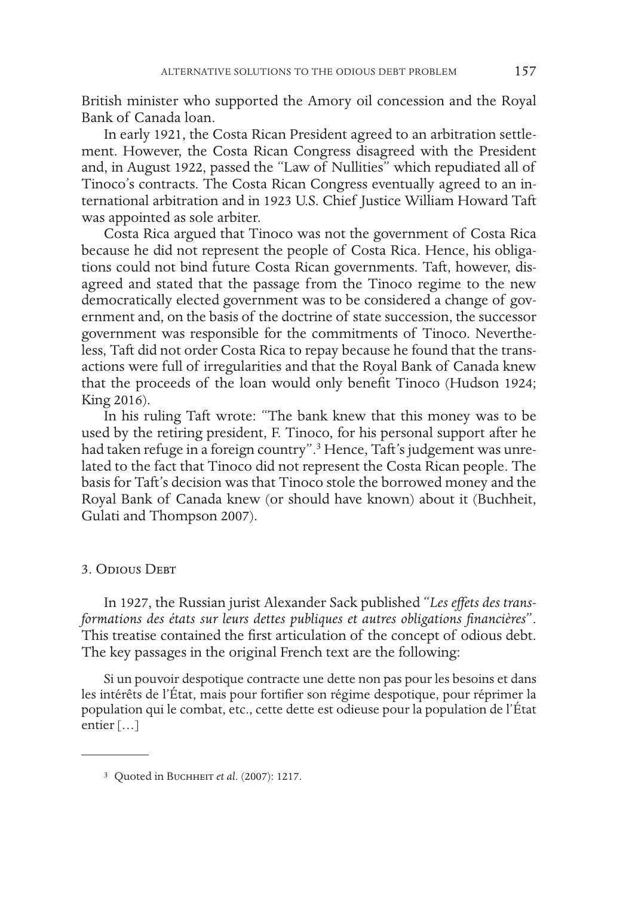British minister who supported the Amory oil concession and the Royal Bank of Canada loan.

In early 1921, the Costa Rican President agreed to an arbitration settlement. However, the Costa Rican Congress disagreed with the President and, in August 1922, passed the "Law of Nullities" which repudiated all of Tinoco's contracts. The Costa Rican Congress eventually agreed to an international arbitration and in 1923 U.S. Chief Justice William Howard Taft was appointed as sole arbiter.

Costa Rica argued that Tinoco was not the government of Costa Rica because he did not represent the people of Costa Rica. Hence, his obligations could not bind future Costa Rican governments. Taft, however, disagreed and stated that the passage from the Tinoco regime to the new democratically elected government was to be considered a change of government and, on the basis of the doctrine of state succession, the successor government was responsible for the commitments of Tinoco. Nevertheless, Taft did not order Costa Rica to repay because he found that the transactions were full of irregularities and that the Royal Bank of Canada knew that the proceeds of the loan would only benefit Tinoco (Hudson 1924; King 2016).

In his ruling Taft wrote: "The bank knew that this money was to be used by the retiring president, F. Tinoco, for his personal support after he had taken refuge in a foreign country".[3] Hence, Taft's judgement was unrelated to the fact that Tinoco did not represent the Costa Rican people. The basis for Taft's decision was that Tinoco stole the borrowed money and the Royal Bank of Canada knew (or should have known) about it (Buchheit, Gulati and Thompson 2007).

## 3. Odious Debt

In 1927, the Russian jurist Alexander Sack published *"Les effets des transformations des états sur leurs dettes publiques et autres obligations financières"*. This treatise contained the first articulation of the concept of odious debt. The key passages in the original French text are the following:

> Si un pouvoir despotique contracte une dette non pas pour les besoins et dans les intérêts de l'État, mais pour fortifier son régime despotique, pour réprimer la population qui le combat, etc., cette dette est odieuse pour la population de l'État entier […]

[3] Quoted in Buchheit *et al.* (2007): 1217.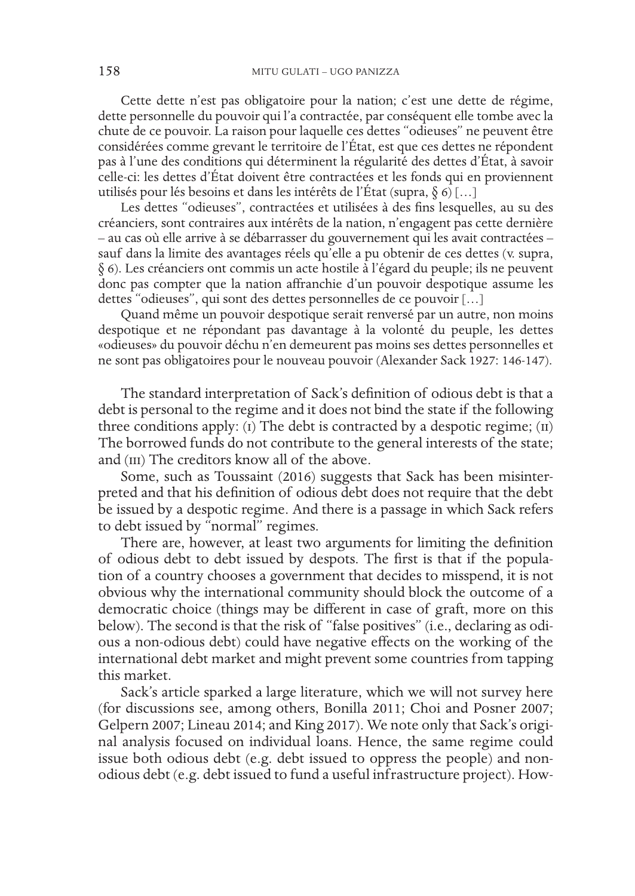Cette dette n'est pas obligatoire pour la nation; c'est une dette de régime, dette personnelle du pouvoir qui l'a contractée, par conséquent elle tombe avec la chute de ce pouvoir. La raison pour laquelle ces dettes "odieuses" ne peuvent être considérées comme grevant le territoire de l'État, est que ces dettes ne répondent pas à l'une des conditions qui déterminent la régularité des dettes d'État, à savoir celle-ci: les dettes d'État doivent être contractées et les fonds qui en proviennent utilisés pour lés besoins et dans les intérêts de l'État (supra, § 6) […]

Les dettes "odieuses", contractées et utilisées à des fins lesquelles, au su des créanciers, sont contraires aux intérêts de la nation, n'engagent pas cette dernière – au cas où elle arrive à se débarrasser du gouvernement qui les avait contractées – sauf dans la limite des avantages réels qu'elle a pu obtenir de ces dettes (v. supra, § 6). Les créanciers ont commis un acte hostile à l'égard du peuple; ils ne peuvent donc pas compter que la nation affranchie d'un pouvoir despotique assume les dettes "odieuses", qui sont des dettes personnelles de ce pouvoir […]

Quand même un pouvoir despotique serait renversé par un autre, non moins despotique et ne répondant pas davantage à la volonté du peuple, les dettes «odieuses» du pouvoir déchu n'en demeurent pas moins ses dettes personnelles et ne sont pas obligatoires pour le nouveau pouvoir (Alexander Sack 1927: 146-147).

The standard interpretation of Sack's definition of odious debt is that a debt is personal to the regime and it does not bind the state if the following three conditions apply: (I) The debt is contracted by a despotic regime; (II) The borrowed funds do not contribute to the general interests of the state; and (III) The creditors know all of the above.

Some, such as Toussaint (2016) suggests that Sack has been misinterpreted and that his definition of odious debt does not require that the debt be issued by a despotic regime. And there is a passage in which Sack refers to debt issued by "normal" regimes.

There are, however, at least two arguments for limiting the definition of odious debt to debt issued by despots. The first is that if the population of a country chooses a government that decides to misspend, it is not obvious why the international community should block the outcome of a democratic choice (things may be different in case of graft, more on this below). The second is that the risk of "false positives" (i.e., declaring as odious a non-odious debt) could have negative effects on the working of the international debt market and might prevent some countries from tapping this market.

Sack's article sparked a large literature, which we will not survey here (for discussions see, among others, Bonilla 2011; Choi and Posner 2007; Gelpern 2007; Lineau 2014; and King 2017). We note only that Sack's original analysis focused on individual loans. Hence, the same regime could issue both odious debt (e.g. debt issued to oppress the people) and non-odious debt (e.g. debt issued to fund a useful infrastructure project). How-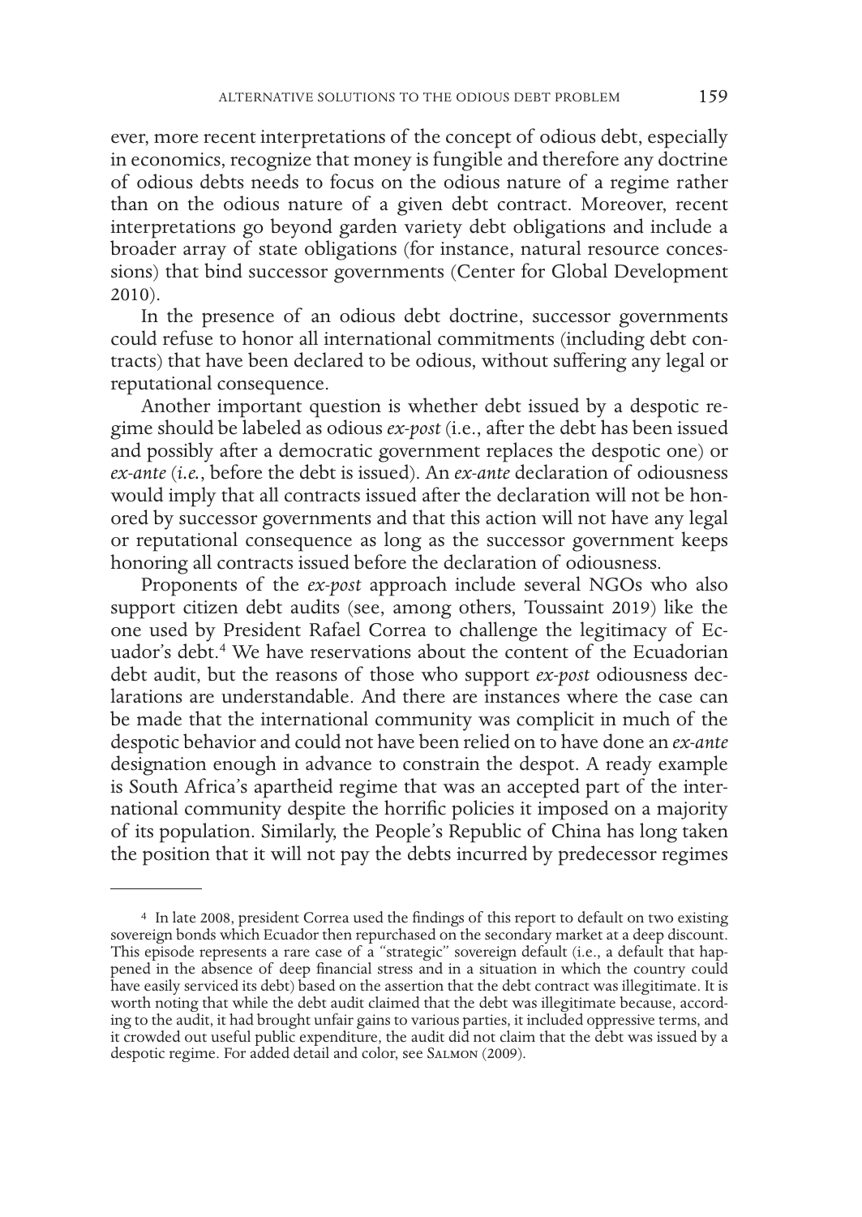ever, more recent interpretations of the concept of odious debt, especially in economics, recognize that money is fungible and therefore any doctrine of odious debts needs to focus on the odious nature of a regime rather than on the odious nature of a given debt contract. Moreover, recent interpretations go beyond garden variety debt obligations and include a broader array of state obligations (for instance, natural resource concessions) that bind successor governments (Center for Global Development 2010).

In the presence of an odious debt doctrine, successor governments could refuse to honor all international commitments (including debt contracts) that have been declared to be odious, without suffering any legal or reputational consequence.

Another important question is whether debt issued by a despotic regime should be labeled as odious *ex-post* (i.e., after the debt has been issued and possibly after a democratic government replaces the despotic one) or *ex-ante* (*i.e.*, before the debt is issued). An *ex-ante* declaration of odiousness would imply that all contracts issued after the declaration will not be honored by successor governments and that this action will not have any legal or reputational consequence as long as the successor government keeps honoring all contracts issued before the declaration of odiousness.

Proponents of the *ex-post* approach include several NGOs who also support citizen debt audits (see, among others, Toussaint 2019) like the one used by President Rafael Correa to challenge the legitimacy of Ecuador's debt.[4] We have reservations about the content of the Ecuadorian debt audit, but the reasons of those who support *ex-post* odiousness declarations are understandable. And there are instances where the case can be made that the international community was complicit in much of the despotic behavior and could not have been relied on to have done an *ex-ante* designation enough in advance to constrain the despot. A ready example is South Africa's apartheid regime that was an accepted part of the international community despite the horrific policies it imposed on a majority of its population. Similarly, the People's Republic of China has long taken the position that it will not pay the debts incurred by predecessor regimes

[4] In late 2008, president Correa used the findings of this report to default on two existing sovereign bonds which Ecuador then repurchased on the secondary market at a deep discount. This episode represents a rare case of a "strategic" sovereign default (i.e., a default that happened in the absence of deep financial stress and in a situation in which the country could have easily serviced its debt) based on the assertion that the debt contract was illegitimate. It is worth noting that while the debt audit claimed that the debt was illegitimate because, according to the audit, it had brought unfair gains to various parties, it included oppressive terms, and it crowded out useful public expenditure, the audit did not claim that the debt was issued by a despotic regime. For added detail and color, see Salmon (2009).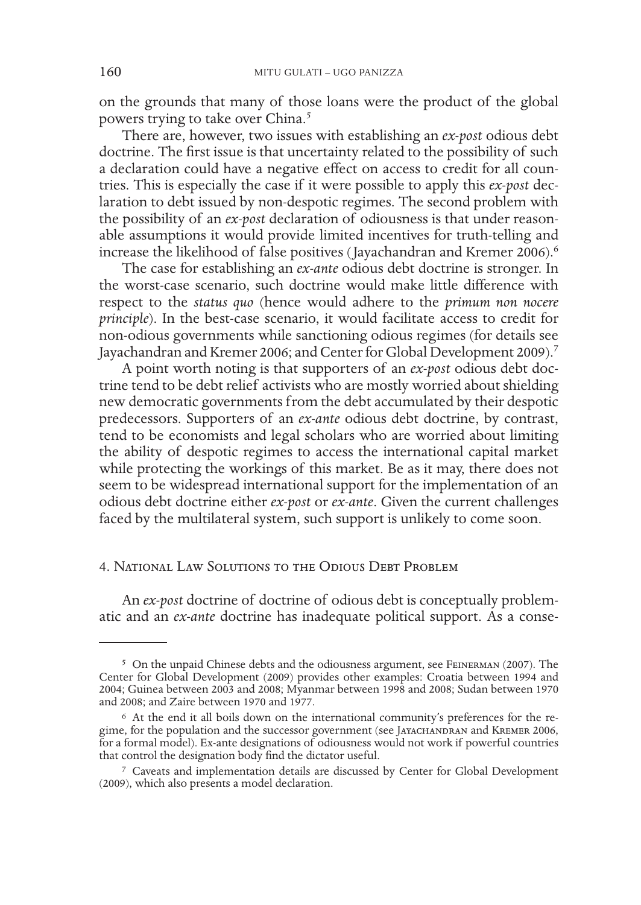on the grounds that many of those loans were the product of the global powers trying to take over China.[5]

There are, however, two issues with establishing an *ex-post* odious debt doctrine. The first issue is that uncertainty related to the possibility of such a declaration could have a negative effect on access to credit for all countries. This is especially the case if it were possible to apply this *ex-post* declaration to debt issued by non-despotic regimes. The second problem with the possibility of an *ex-post* declaration of odiousness is that under reasonable assumptions it would provide limited incentives for truth-telling and increase the likelihood of false positives (Jayachandran and Kremer 2006).[6]

The case for establishing an *ex-ante* odious debt doctrine is stronger. In the worst-case scenario, such doctrine would make little difference with respect to the *status quo* (hence would adhere to the *primum non nocere principle*). In the best-case scenario, it would facilitate access to credit for non-odious governments while sanctioning odious regimes (for details see Jayachandran and Kremer 2006; and Center for Global Development 2009).[7]

A point worth noting is that supporters of an *ex-post* odious debt doctrine tend to be debt relief activists who are mostly worried about shielding new democratic governments from the debt accumulated by their despotic predecessors. Supporters of an *ex-ante* odious debt doctrine, by contrast, tend to be economists and legal scholars who are worried about limiting the ability of despotic regimes to access the international capital market while protecting the workings of this market. Be as it may, there does not seem to be widespread international support for the implementation of an odious debt doctrine either *ex-post* or *ex-ante*. Given the current challenges faced by the multilateral system, such support is unlikely to come soon.

## 4. National Law Solutions to the Odious Debt Problem

An *ex-post* doctrine of doctrine of odious debt is conceptually problematic and an *ex-ante* doctrine has inadequate political support. As a conse-

---

[5] On the unpaid Chinese debts and the odiousness argument, see Feinerman (2007). The Center for Global Development (2009) provides other examples: Croatia between 1994 and 2004; Guinea between 2003 and 2008; Myanmar between 1998 and 2008; Sudan between 1970 and 2008; and Zaire between 1970 and 1977.

[6] At the end it all boils down on the international community's preferences for the regime, for the population and the successor government (see Jayachandran and Kremer 2006, for a formal model). Ex-ante designations of odiousness would not work if powerful countries that control the designation body find the dictator useful.

[7] Caveats and implementation details are discussed by Center for Global Development (2009), which also presents a model declaration.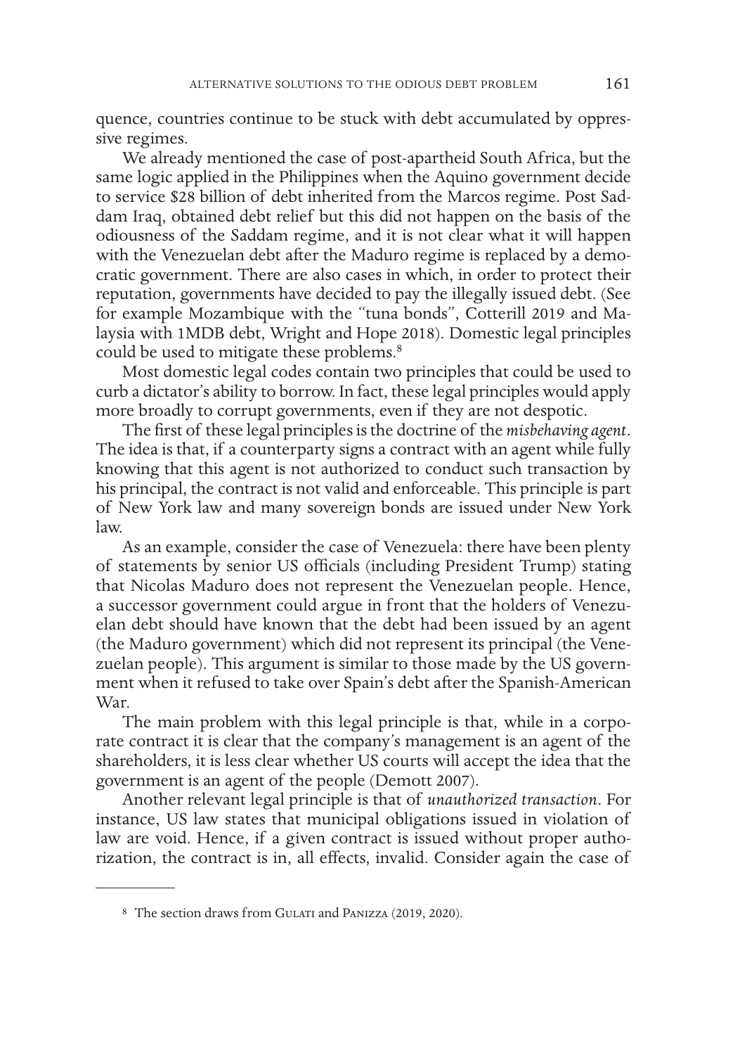quence, countries continue to be stuck with debt accumulated by oppressive regimes.

We already mentioned the case of post-apartheid South Africa, but the same logic applied in the Philippines when the Aquino government decide to service $28 billion of debt inherited from the Marcos regime. Post Saddam Iraq, obtained debt relief but this did not happen on the basis of the odiousness of the Saddam regime, and it is not clear what it will happen with the Venezuelan debt after the Maduro regime is replaced by a democratic government. There are also cases in which, in order to protect their reputation, governments have decided to pay the illegally issued debt. (See for example Mozambique with the "tuna bonds", Cotterill 2019 and Malaysia with 1MDB debt, Wright and Hope 2018). Domestic legal principles could be used to mitigate these problems.[8]

Most domestic legal codes contain two principles that could be used to curb a dictator's ability to borrow. In fact, these legal principles would apply more broadly to corrupt governments, even if they are not despotic.

The first of these legal principles is the doctrine of the *misbehaving agent*. The idea is that, if a counterparty signs a contract with an agent while fully knowing that this agent is not authorized to conduct such transaction by his principal, the contract is not valid and enforceable. This principle is part of New York law and many sovereign bonds are issued under New York law.

As an example, consider the case of Venezuela: there have been plenty of statements by senior US officials (including President Trump) stating that Nicolas Maduro does not represent the Venezuelan people. Hence, a successor government could argue in front that the holders of Venezuelan debt should have known that the debt had been issued by an agent (the Maduro government) which did not represent its principal (the Venezuelan people). This argument is similar to those made by the US government when it refused to take over Spain's debt after the Spanish-American War.

The main problem with this legal principle is that, while in a corporate contract it is clear that the company's management is an agent of the shareholders, it is less clear whether US courts will accept the idea that the government is an agent of the people (Demott 2007).

Another relevant legal principle is that of *unauthorized transaction*. For instance, US law states that municipal obligations issued in violation of law are void. Hence, if a given contract is issued without proper authorization, the contract is in, all effects, invalid. Consider again the case of

---

[8] The section draws from Gulati and Panizza (2019, 2020).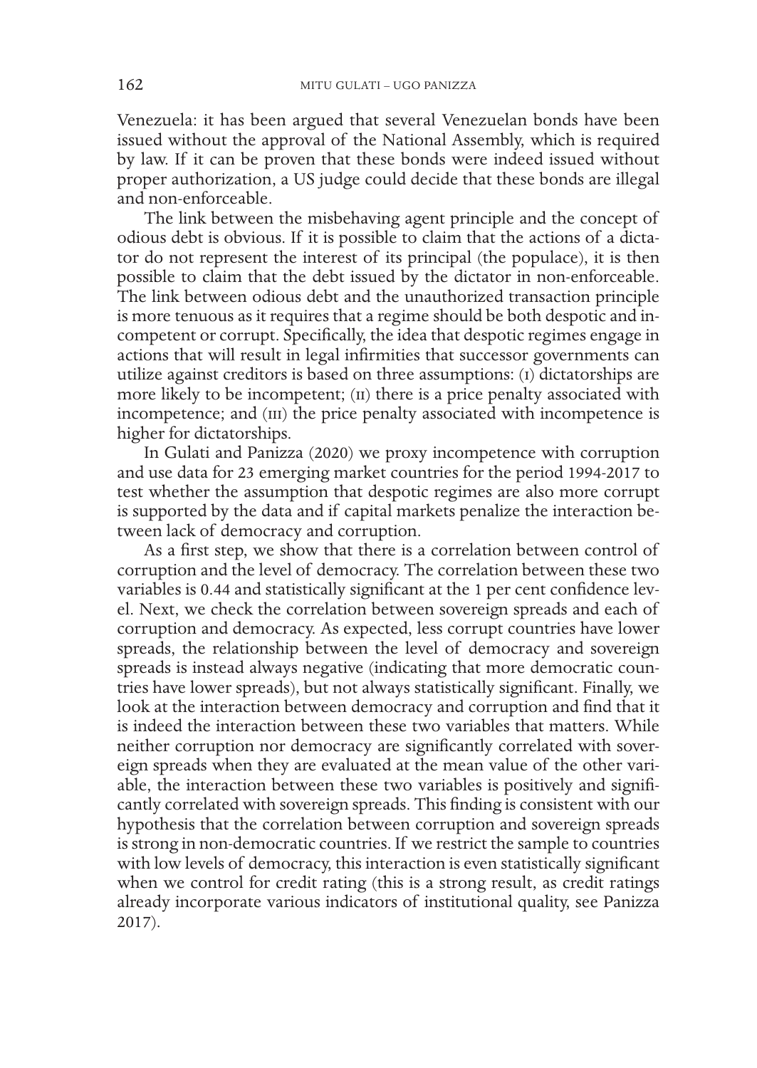Venezuela: it has been argued that several Venezuelan bonds have been issued without the approval of the National Assembly, which is required by law. If it can be proven that these bonds were indeed issued without proper authorization, a US judge could decide that these bonds are illegal and non-enforceable.

The link between the misbehaving agent principle and the concept of odious debt is obvious. If it is possible to claim that the actions of a dictator do not represent the interest of its principal (the populace), it is then possible to claim that the debt issued by the dictator in non-enforceable. The link between odious debt and the unauthorized transaction principle is more tenuous as it requires that a regime should be both despotic and incompetent or corrupt. Specifically, the idea that despotic regimes engage in actions that will result in legal infirmities that successor governments can utilize against creditors is based on three assumptions: (I) dictatorships are more likely to be incompetent; (II) there is a price penalty associated with incompetence; and (III) the price penalty associated with incompetence is higher for dictatorships.

In Gulati and Panizza (2020) we proxy incompetence with corruption and use data for 23 emerging market countries for the period 1994-2017 to test whether the assumption that despotic regimes are also more corrupt is supported by the data and if capital markets penalize the interaction between lack of democracy and corruption.

As a first step, we show that there is a correlation between control of corruption and the level of democracy. The correlation between these two variables is 0.44 and statistically significant at the 1 per cent confidence level. Next, we check the correlation between sovereign spreads and each of corruption and democracy. As expected, less corrupt countries have lower spreads, the relationship between the level of democracy and sovereign spreads is instead always negative (indicating that more democratic countries have lower spreads), but not always statistically significant. Finally, we look at the interaction between democracy and corruption and find that it is indeed the interaction between these two variables that matters. While neither corruption nor democracy are significantly correlated with sovereign spreads when they are evaluated at the mean value of the other variable, the interaction between these two variables is positively and significantly correlated with sovereign spreads. This finding is consistent with our hypothesis that the correlation between corruption and sovereign spreads is strong in non-democratic countries. If we restrict the sample to countries with low levels of democracy, this interaction is even statistically significant when we control for credit rating (this is a strong result, as credit ratings already incorporate various indicators of institutional quality, see Panizza 2017).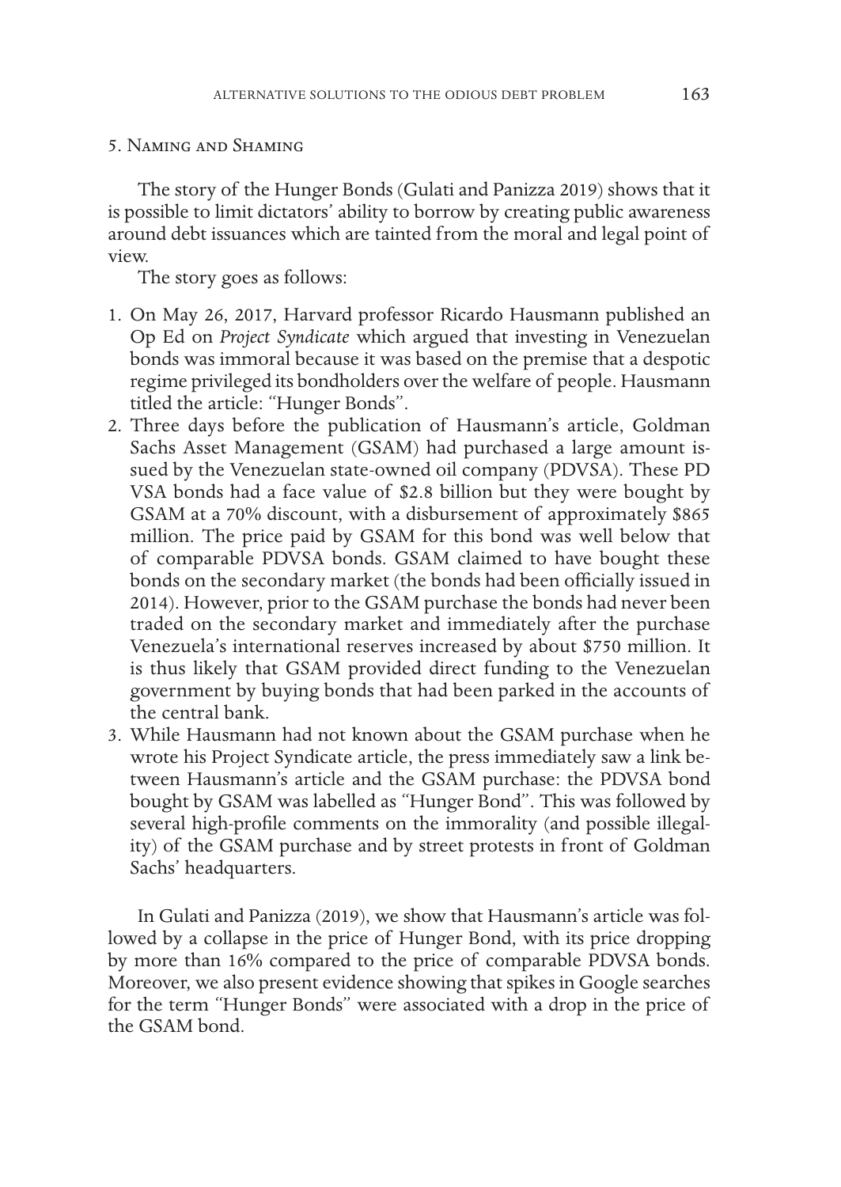## 5. Naming and Shaming

The story of the Hunger Bonds (Gulati and Panizza 2019) shows that it is possible to limit dictators' ability to borrow by creating public awareness around debt issuances which are tainted from the moral and legal point of view.

The story goes as follows:

1. On May 26, 2017, Harvard professor Ricardo Hausmann published an Op Ed on *Project Syndicate* which argued that investing in Venezuelan bonds was immoral because it was based on the premise that a despotic regime privileged its bondholders over the welfare of people. Hausmann titled the article: "Hunger Bonds".
2. Three days before the publication of Hausmann's article, Goldman Sachs Asset Management (GSAM) had purchased a large amount issued by the Venezuelan state-owned oil company (PDVSA). These PD VSA bonds had a face value of $2.8 billion but they were bought by GSAM at a 70% discount, with a disbursement of approximately $865 million. The price paid by GSAM for this bond was well below that of comparable PDVSA bonds. GSAM claimed to have bought these bonds on the secondary market (the bonds had been officially issued in 2014). However, prior to the GSAM purchase the bonds had never been traded on the secondary market and immediately after the purchase Venezuela's international reserves increased by about $750 million. It is thus likely that GSAM provided direct funding to the Venezuelan government by buying bonds that had been parked in the accounts of the central bank.
3. While Hausmann had not known about the GSAM purchase when he wrote his Project Syndicate article, the press immediately saw a link between Hausmann's article and the GSAM purchase: the PDVSA bond bought by GSAM was labelled as "Hunger Bond". This was followed by several high-profile comments on the immorality (and possible illegality) of the GSAM purchase and by street protests in front of Goldman Sachs' headquarters.

In Gulati and Panizza (2019), we show that Hausmann's article was followed by a collapse in the price of Hunger Bond, with its price dropping by more than 16% compared to the price of comparable PDVSA bonds. Moreover, we also present evidence showing that spikes in Google searches for the term "Hunger Bonds" were associated with a drop in the price of the GSAM bond.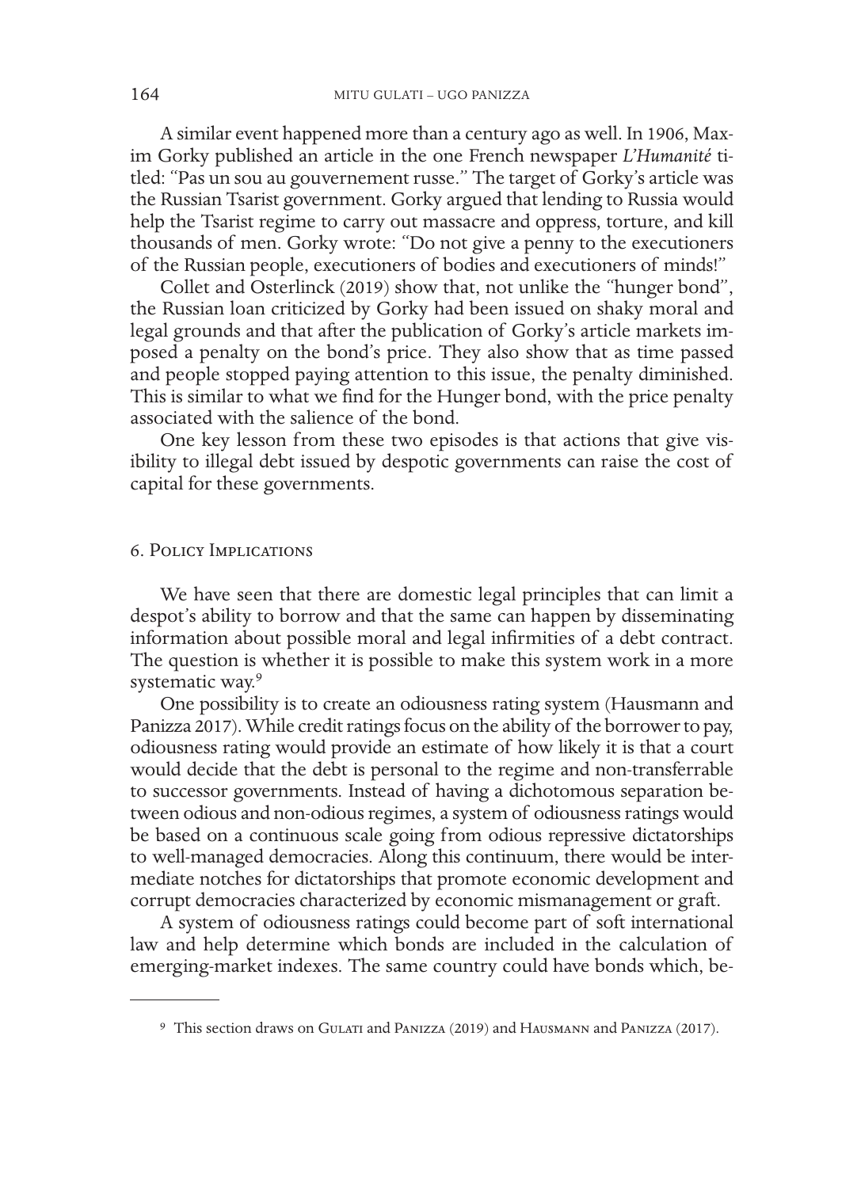A similar event happened more than a century ago as well. In 1906, Maxim Gorky published an article in the one French newspaper *L'Humanité* titled: "Pas un sou au gouvernement russe." The target of Gorky's article was the Russian Tsarist government. Gorky argued that lending to Russia would help the Tsarist regime to carry out massacre and oppress, torture, and kill thousands of men. Gorky wrote: "Do not give a penny to the executioners of the Russian people, executioners of bodies and executioners of minds!"

Collet and Osterlinck (2019) show that, not unlike the "hunger bond", the Russian loan criticized by Gorky had been issued on shaky moral and legal grounds and that after the publication of Gorky's article markets imposed a penalty on the bond's price. They also show that as time passed and people stopped paying attention to this issue, the penalty diminished. This is similar to what we find for the Hunger bond, with the price penalty associated with the salience of the bond.

One key lesson from these two episodes is that actions that give visibility to illegal debt issued by despotic governments can raise the cost of capital for these governments.

## 6. Policy Implications

We have seen that there are domestic legal principles that can limit a despot's ability to borrow and that the same can happen by disseminating information about possible moral and legal infirmities of a debt contract. The question is whether it is possible to make this system work in a more systematic way.[9]

One possibility is to create an odiousness rating system (Hausmann and Panizza 2017). While credit ratings focus on the ability of the borrower to pay, odiousness rating would provide an estimate of how likely it is that a court would decide that the debt is personal to the regime and non-transferrable to successor governments. Instead of having a dichotomous separation between odious and non-odious regimes, a system of odiousness ratings would be based on a continuous scale going from odious repressive dictatorships to well-managed democracies. Along this continuum, there would be intermediate notches for dictatorships that promote economic development and corrupt democracies characterized by economic mismanagement or graft.

A system of odiousness ratings could become part of soft international law and help determine which bonds are included in the calculation of emerging-market indexes. The same country could have bonds which, be-

[9] This section draws on Gulati and Panizza (2019) and Hausmann and Panizza (2017).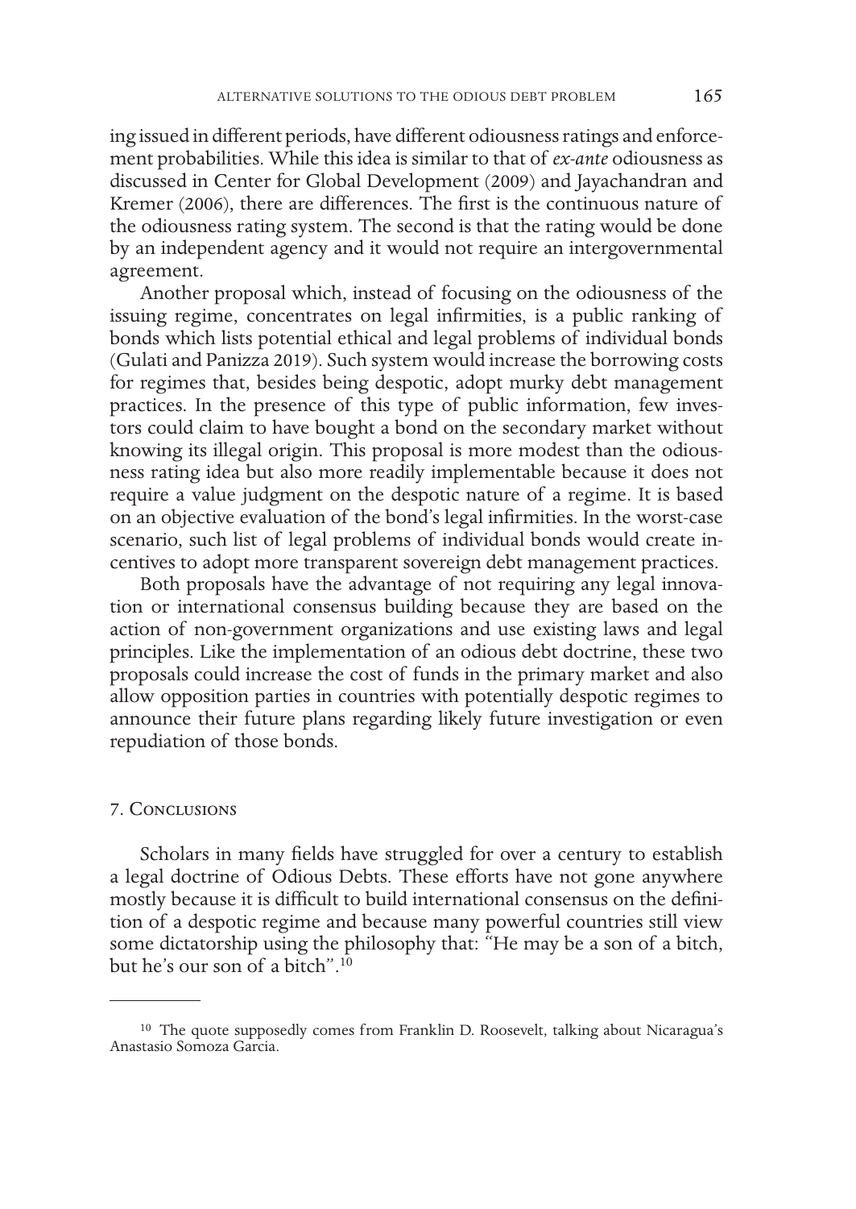ing issued in different periods, have different odiousness ratings and enforcement probabilities. While this idea is similar to that of *ex-ante* odiousness as discussed in Center for Global Development (2009) and Jayachandran and Kremer (2006), there are differences. The first is the continuous nature of the odiousness rating system. The second is that the rating would be done by an independent agency and it would not require an intergovernmental agreement.

Another proposal which, instead of focusing on the odiousness of the issuing regime, concentrates on legal infirmities, is a public ranking of bonds which lists potential ethical and legal problems of individual bonds (Gulati and Panizza 2019). Such system would increase the borrowing costs for regimes that, besides being despotic, adopt murky debt management practices. In the presence of this type of public information, few investors could claim to have bought a bond on the secondary market without knowing its illegal origin. This proposal is more modest than the odiousness rating idea but also more readily implementable because it does not require a value judgment on the despotic nature of a regime. It is based on an objective evaluation of the bond's legal infirmities. In the worst-case scenario, such list of legal problems of individual bonds would create incentives to adopt more transparent sovereign debt management practices.

Both proposals have the advantage of not requiring any legal innovation or international consensus building because they are based on the action of non-government organizations and use existing laws and legal principles. Like the implementation of an odious debt doctrine, these two proposals could increase the cost of funds in the primary market and also allow opposition parties in countries with potentially despotic regimes to announce their future plans regarding likely future investigation or even repudiation of those bonds.

## 7. Conclusions

Scholars in many fields have struggled for over a century to establish a legal doctrine of Odious Debts. These efforts have not gone anywhere mostly because it is difficult to build international consensus on the definition of a despotic regime and because many powerful countries still view some dictatorship using the philosophy that: "He may be a son of a bitch, but he's our son of a bitch".[10]

---

[10] The quote supposedly comes from Franklin D. Roosevelt, talking about Nicaragua's Anastasio Somoza Garcia.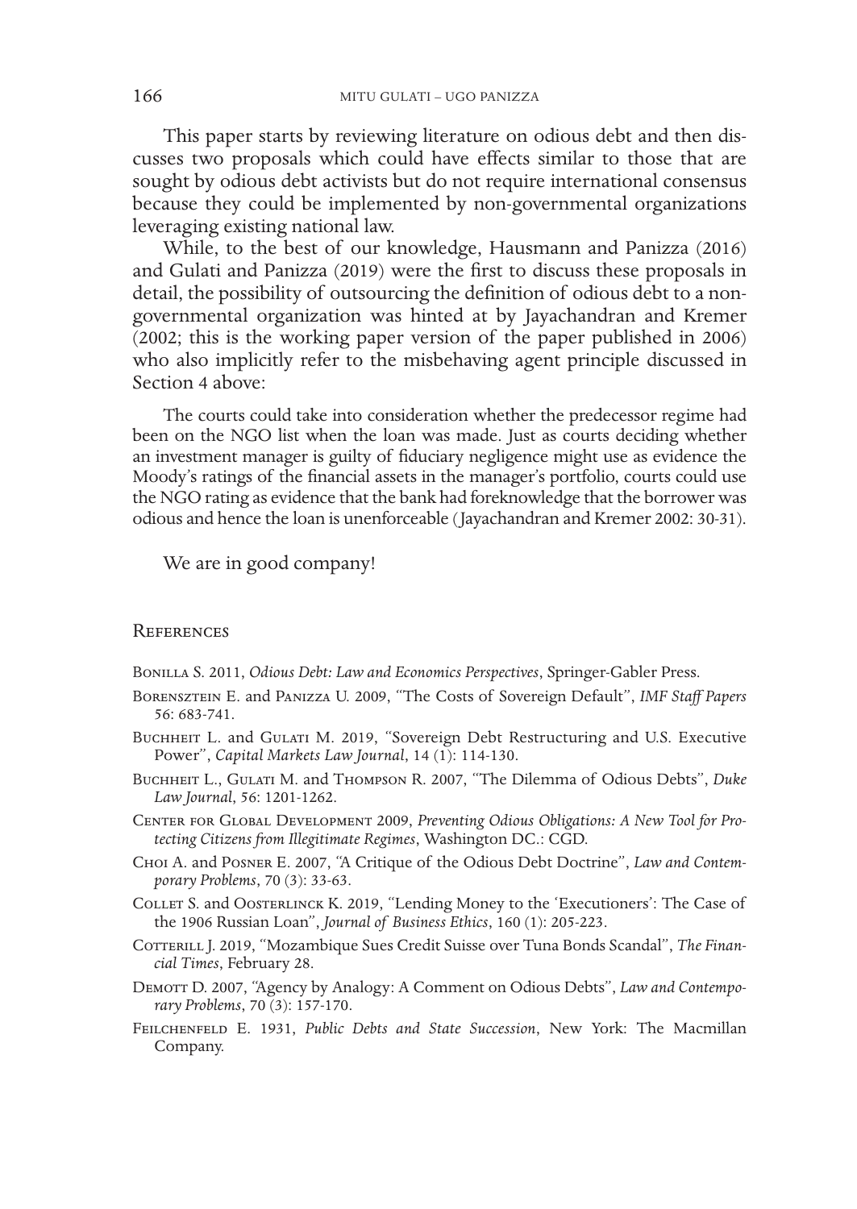This paper starts by reviewing literature on odious debt and then discusses two proposals which could have effects similar to those that are sought by odious debt activists but do not require international consensus because they could be implemented by non-governmental organizations leveraging existing national law.

While, to the best of our knowledge, Hausmann and Panizza (2016) and Gulati and Panizza (2019) were the first to discuss these proposals in detail, the possibility of outsourcing the definition of odious debt to a non-governmental organization was hinted at by Jayachandran and Kremer (2002; this is the working paper version of the paper published in 2006) who also implicitly refer to the misbehaving agent principle discussed in Section 4 above:

> The courts could take into consideration whether the predecessor regime had been on the NGO list when the loan was made. Just as courts deciding whether an investment manager is guilty of fiduciary negligence might use as evidence the Moody's ratings of the financial assets in the manager's portfolio, courts could use the NGO rating as evidence that the bank had foreknowledge that the borrower was odious and hence the loan is unenforceable (Jayachandran and Kremer 2002: 30-31).

We are in good company!

## References

Bonilla S. 2011, *Odious Debt: Law and Economics Perspectives*, Springer-Gabler Press.

Borensztein E. and Panizza U. 2009, "The Costs of Sovereign Default", *IMF Staff Papers* 56: 683-741.

Buchheit L. and Gulati M. 2019, "Sovereign Debt Restructuring and U.S. Executive Power", *Capital Markets Law Journal*, 14 (1): 114-130.

Buchheit L., Gulati M. and Thompson R. 2007, "The Dilemma of Odious Debts", *Duke Law Journal*, 56: 1201-1262.

Center for Global Development 2009, *Preventing Odious Obligations: A New Tool for Protecting Citizens from Illegitimate Regimes*, Washington DC.: CGD.

Choi A. and Posner E. 2007, "A Critique of the Odious Debt Doctrine", *Law and Contemporary Problems*, 70 (3): 33-63.

Collet S. and Oosterlinck K. 2019, "Lending Money to the 'Executioners': The Case of the 1906 Russian Loan", *Journal of Business Ethics*, 160 (1): 205-223.

Cotterill J. 2019, "Mozambique Sues Credit Suisse over Tuna Bonds Scandal", *The Financial Times*, February 28.

Demott D. 2007, "Agency by Analogy: A Comment on Odious Debts", *Law and Contemporary Problems*, 70 (3): 157-170.

Feilchenfeld E. 1931, *Public Debts and State Succession*, New York: The Macmillan Company.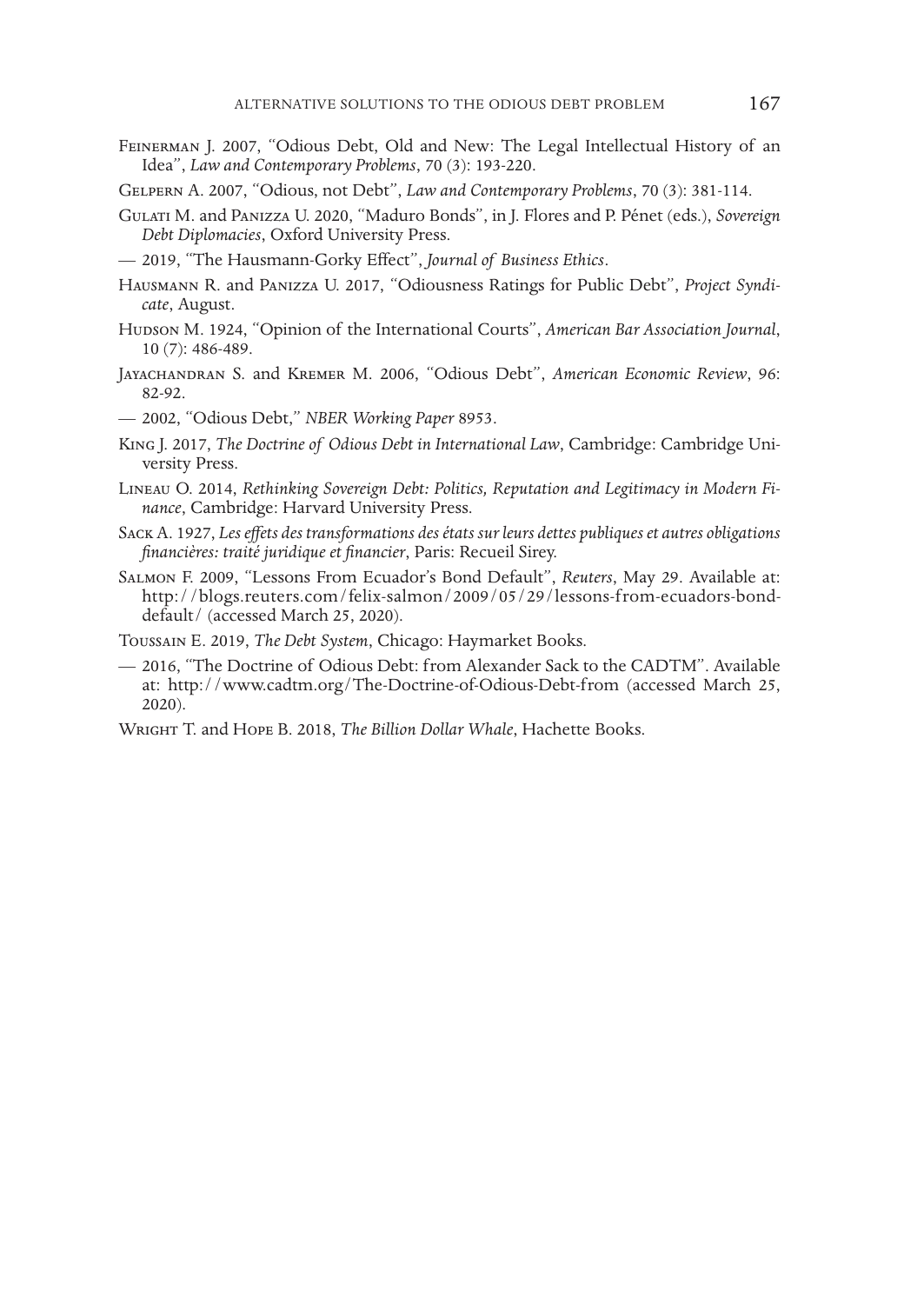Feinerman J. 2007, "Odious Debt, Old and New: The Legal Intellectual History of an Idea", *Law and Contemporary Problems*, 70 (3): 193-220.

Gelpern A. 2007, "Odious, not Debt", *Law and Contemporary Problems*, 70 (3): 381-114.

Gulati M. and Panizza U. 2020, "Maduro Bonds", in J. Flores and P. Pénet (eds.), *Sovereign Debt Diplomacies*, Oxford University Press.

— 2019, "The Hausmann-Gorky Effect", *Journal of Business Ethics*.

Hausmann R. and Panizza U. 2017, "Odiousness Ratings for Public Debt", *Project Syndicate*, August.

Hudson M. 1924, "Opinion of the International Courts", *American Bar Association Journal*, 10 (7): 486-489.

Jayachandran S. and Kremer M. 2006, "Odious Debt", *American Economic Review*, 96: 82-92.

— 2002, "Odious Debt," *NBER Working Paper* 8953.

King J. 2017, *The Doctrine of Odious Debt in International Law*, Cambridge: Cambridge University Press.

Lineau O. 2014, *Rethinking Sovereign Debt: Politics, Reputation and Legitimacy in Modern Finance*, Cambridge: Harvard University Press.

Sack A. 1927, *Les effets des transformations des états sur leurs dettes publiques et autres obligations financières: traité juridique et financier*, Paris: Recueil Sirey.

Salmon F. 2009, "Lessons From Ecuador's Bond Default", *Reuters*, May 29. Available at: http://blogs.reuters.com/felix-salmon/2009/05/29/lessons-from-ecuadors-bond-default/ (accessed March 25, 2020).

Toussain E. 2019, *The Debt System*, Chicago: Haymarket Books.

— 2016, "The Doctrine of Odious Debt: from Alexander Sack to the CADTM". Available at: http://www.cadtm.org/The-Doctrine-of-Odious-Debt-from (accessed March 25, 2020).

Wright T. and Hope B. 2018, *The Billion Dollar Whale*, Hachette Books.